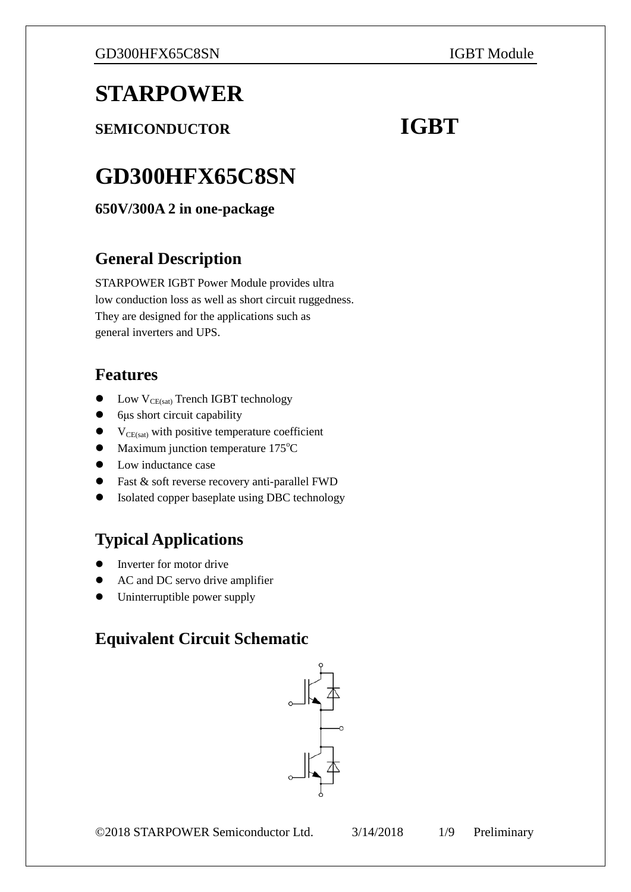# STARPOWER

**SEMICONDUCTOR** **IGBT**

# GD300HFX65C8SN

**650V/300A 2 in one-package**

## General Description

STARPOWER IGBT Power Module provides ultra low conduction loss as well as short circuit ruggedness. They are designed for the applications such as general inverters and UPS.

## Features

- Low $V_{CE(sat)}$ Trench IGBT technology
- 6μs short circuit capability
- $V_{CE(sat)}$ with positive temperature coefficient
- Maximum junction temperature 175°C
- Low inductance case
- Fast & soft reverse recovery anti-parallel FWD
- Isolated copper baseplate using DBC technology

## Typical Applications

- Inverter for motor drive
- AC and DC servo drive amplifier
- Uninterruptible power supply

## Equivalent Circuit Schematic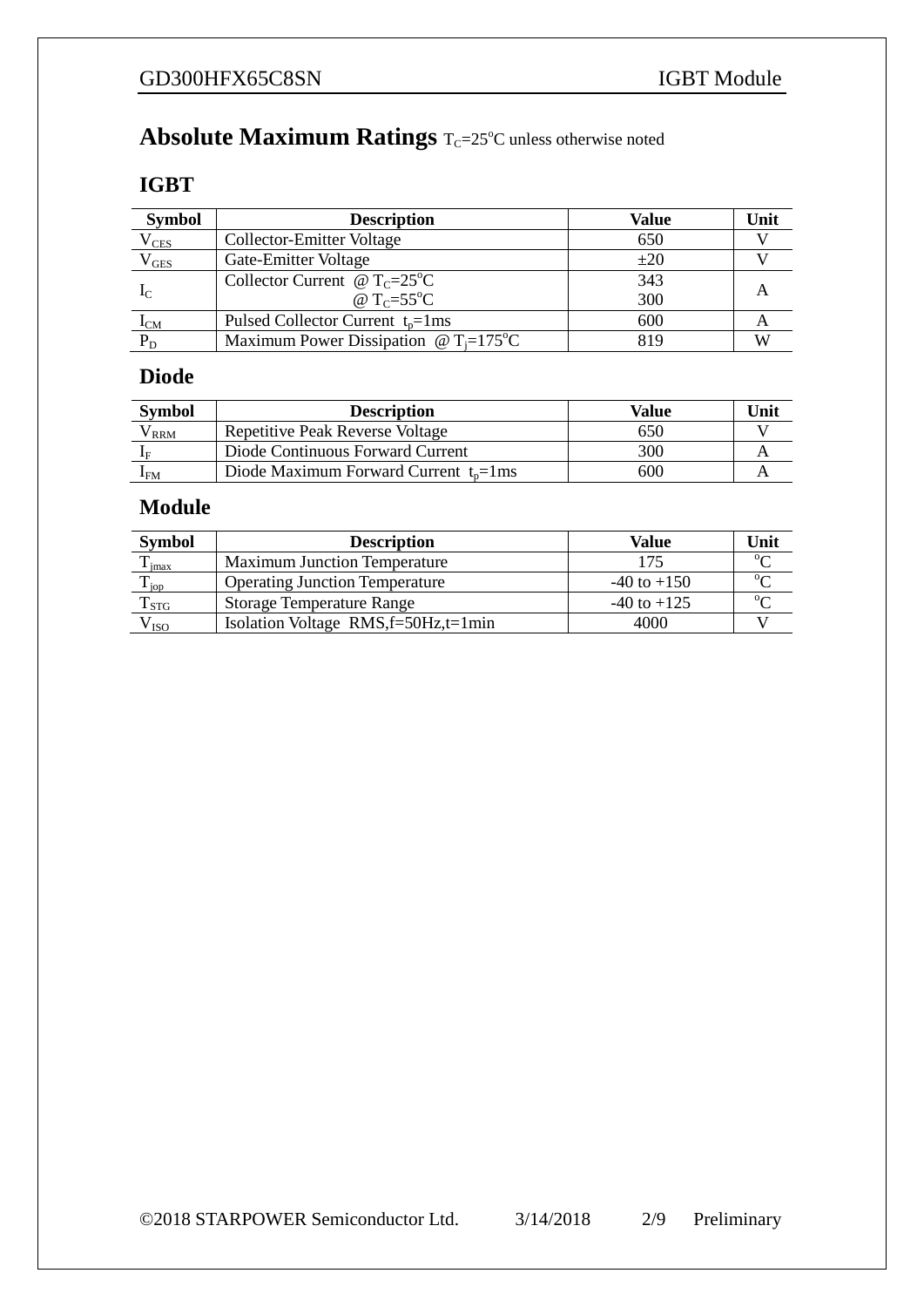# Absolute Maximum Ratings $T_C$=25°C unless otherwise noted

## IGBT

| Symbol | Description | Value | Unit |
|---|---|---|---|
| $V_{CES}$ | Collector-Emitter Voltage | 650 | V |
| $V_{GES}$ | Gate-Emitter Voltage | ±20 | V |
| $I_C$ | Collector Current @ $T_C$=25°C<br>@ $T_C$=55°C | 343<br>300 | A |
| $I_{CM}$ | Pulsed Collector Current $t_p$=1ms | 600 | A |
| $P_D$ | Maximum Power Dissipation @ $T_j$=175°C | 819 | W |

## Diode

| Symbol | Description | Value | Unit |
|---|---|---|---|
| $V_{RRM}$ | Repetitive Peak Reverse Voltage | 650 | V |
| $I_F$ | Diode Continuous Forward Current | 300 | A |
| $I_{FM}$ | Diode Maximum Forward Current $t_p$=1ms | 600 | A |

## Module

| Symbol | Description | Value | Unit |
|---|---|---|---|
| $T_{jmax}$ | Maximum Junction Temperature | 175 | °C |
| $T_{jop}$ | Operating Junction Temperature | -40 to +150 | °C |
| $T_{STG}$ | Storage Temperature Range | -40 to +125 | °C |
| $V_{ISO}$ | Isolation Voltage RMS,f=50Hz,t=1min | 4000 | V |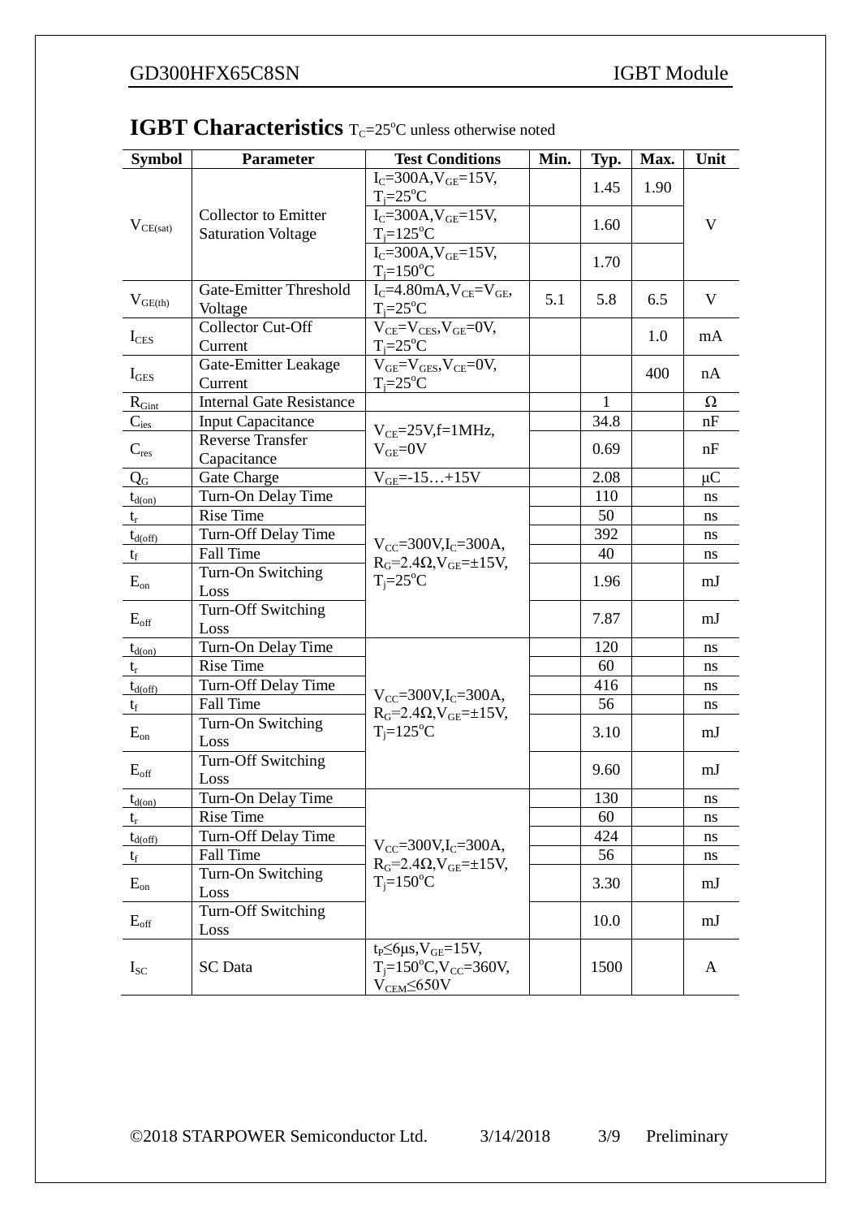## IGBT Characteristics $T_C$=25°C unless otherwise noted

| Symbol | Parameter | Test Conditions | Min. | Typ. | Max. | Unit |
|---|---|---|---|---|---|---|
| $V_{CE(sat)}$ | Collector to Emitter Saturation Voltage | $I_C$=300A,$V_{GE}$=15V, $T_j$=25°C | | 1.45 | 1.90 | V |
| | | $I_C$=300A,$V_{GE}$=15V, $T_j$=125°C | | 1.60 | | |
| | | $I_C$=300A,$V_{GE}$=15V, $T_j$=150°C | | 1.70 | | |
| $V_{GE(th)}$ | Gate-Emitter Threshold Voltage | $I_C$=4.80mA,$V_{CE}$=$V_{GE}$, $T_j$=25°C | 5.1 | 5.8 | 6.5 | V |
| $I_{CES}$ | Collector Cut-Off Current | $V_{CE}$=$V_{CES}$,$V_{GE}$=0V, $T_j$=25°C | | | 1.0 | mA |
| $I_{GES}$ | Gate-Emitter Leakage Current | $V_{GE}$=$V_{GES}$,$V_{CE}$=0V, $T_j$=25°C | | | 400 | nA |
| $R_{Gint}$ | Internal Gate Resistance | | | 1 | | Ω |
| $C_{ies}$ | Input Capacitance | $V_{CE}$=25V,f=1MHz, $V_{GE}$=0V | | 34.8 | | nF |
| $C_{res}$ | Reverse Transfer Capacitance | | | 0.69 | | nF |
| $Q_G$ | Gate Charge | $V_{GE}$=-15…+15V | | 2.08 | | μC |
| $t_{d(on)}$ | Turn-On Delay Time | $V_{CC}$=300V,$I_C$=300A, $R_G$=2.4Ω,$V_{GE}$=±15V, $T_j$=25°C | | 110 | | ns |
| $t_r$ | Rise Time | | | 50 | | ns |
| $t_{d(off)}$ | Turn-Off Delay Time | | | 392 | | ns |
| $t_f$ | Fall Time | | | 40 | | ns |
| $E_{on}$ | Turn-On Switching Loss | | | 1.96 | | mJ |
| $E_{off}$ | Turn-Off Switching Loss | | | 7.87 | | mJ |
| $t_{d(on)}$ | Turn-On Delay Time | $V_{CC}$=300V,$I_C$=300A, $R_G$=2.4Ω,$V_{GE}$=±15V, $T_j$=125°C | | 120 | | ns |
| $t_r$ | Rise Time | | | 60 | | ns |
| $t_{d(off)}$ | Turn-Off Delay Time | | | 416 | | ns |
| $t_f$ | Fall Time | | | 56 | | ns |
| $E_{on}$ | Turn-On Switching Loss | | | 3.10 | | mJ |
| $E_{off}$ | Turn-Off Switching Loss | | | 9.60 | | mJ |
| $t_{d(on)}$ | Turn-On Delay Time | $V_{CC}$=300V,$I_C$=300A, $R_G$=2.4Ω,$V_{GE}$=±15V, $T_j$=150°C | | 130 | | ns |
| $t_r$ | Rise Time | | | 60 | | ns |
| $t_{d(off)}$ | Turn-Off Delay Time | | | 424 | | ns |
| $t_f$ | Fall Time | | | 56 | | ns |
| $E_{on}$ | Turn-On Switching Loss | | | 3.30 | | mJ |
| $E_{off}$ | Turn-Off Switching Loss | | | 10.0 | | mJ |
| $I_{SC}$ | SC Data | $t_P$≤6μs,$V_{GE}$=15V, $T_j$=150°C,$V_{CC}$=360V, $V_{CEM}$≤650V | | 1500 | | A |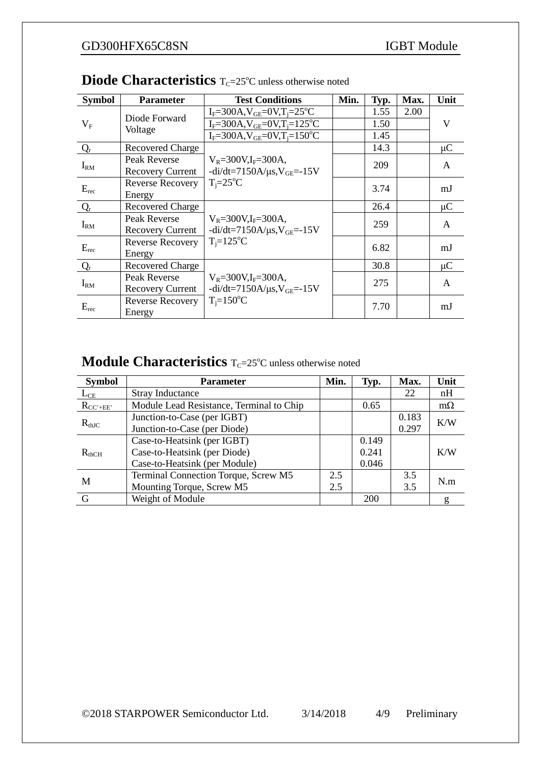## Diode Characteristics $T_C$=25°C unless otherwise noted

| Symbol | Parameter | Test Conditions | Min. | Typ. | Max. | Unit |
|---|---|---|---|---|---|---|
| $V_F$ | Diode Forward Voltage | $I_F$=300A,$V_{GE}$=0V,$T_j$=25°C | | 1.55 | 2.00 | V |
| | | $I_F$=300A,$V_{GE}$=0V,$T_j$=125°C | | 1.50 | | |
| | | $I_F$=300A,$V_{GE}$=0V,$T_j$=150°C | | 1.45 | | |
| $Q_r$ | Recovered Charge | $V_R$=300V,$I_F$=300A, -di/dt=7150A/μs,$V_{GE}$=-15V $T_j$=25°C | | 14.3 | | μC |
| $I_{RM}$ | Peak Reverse Recovery Current | | | 209 | | A |
| $E_{rec}$ | Reverse Recovery Energy | | | 3.74 | | mJ |
| $Q_r$ | Recovered Charge | $V_R$=300V,$I_F$=300A, -di/dt=7150A/μs,$V_{GE}$=-15V $T_j$=125°C | | 26.4 | | μC |
| $I_{RM}$ | Peak Reverse Recovery Current | | | 259 | | A |
| $E_{rec}$ | Reverse Recovery Energy | | | 6.82 | | mJ |
| $Q_r$ | Recovered Charge | $V_R$=300V,$I_F$=300A, -di/dt=7150A/μs,$V_{GE}$=-15V $T_j$=150°C | | 30.8 | | μC |
| $I_{RM}$ | Peak Reverse Recovery Current | | | 275 | | A |
| $E_{rec}$ | Reverse Recovery Energy | | | 7.70 | | mJ |

## Module Characteristics $T_C$=25°C unless otherwise noted

| Symbol | Parameter | Min. | Typ. | Max. | Unit |
|---|---|---|---|---|---|
| $L_{CE}$ | Stray Inductance | | | 22 | nH |
| $R_{CC'+EE'}$ | Module Lead Resistance, Terminal to Chip | | 0.65 | | mΩ |
| $R_{thJC}$ | Junction-to-Case (per IGBT)<br>Junction-to-Case (per Diode) | | | 0.183<br>0.297 | K/W |
| $R_{thCH}$ | Case-to-Heatsink (per IGBT)<br>Case-to-Heatsink (per Diode)<br>Case-to-Heatsink (per Module) | | 0.149<br>0.241<br>0.046 | | K/W |
| M | Terminal Connection Torque, Screw M5<br>Mounting Torque, Screw M5 | 2.5<br>2.5 | | 3.5<br>3.5 | N.m |
| G | Weight of Module | | 200 | | g |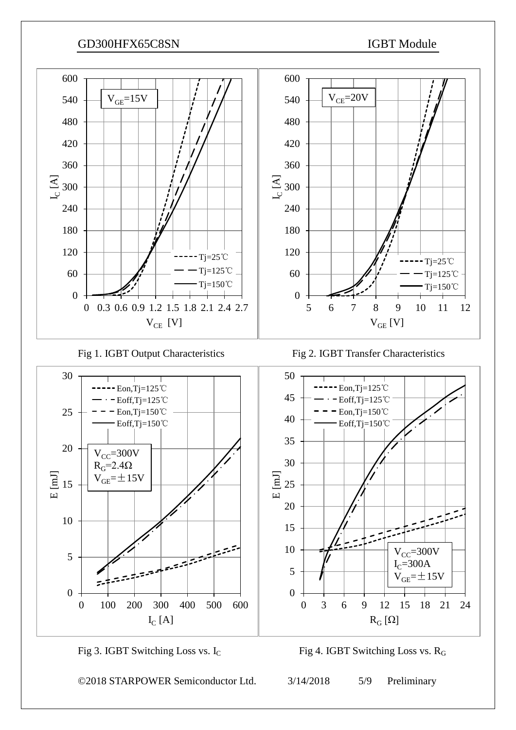Fig 1. IGBT Output Characteristics

Fig 2. IGBT Transfer Characteristics

Fig 3. IGBT Switching Loss vs. $I_C$

Fig 4. IGBT Switching Loss vs. $R_G$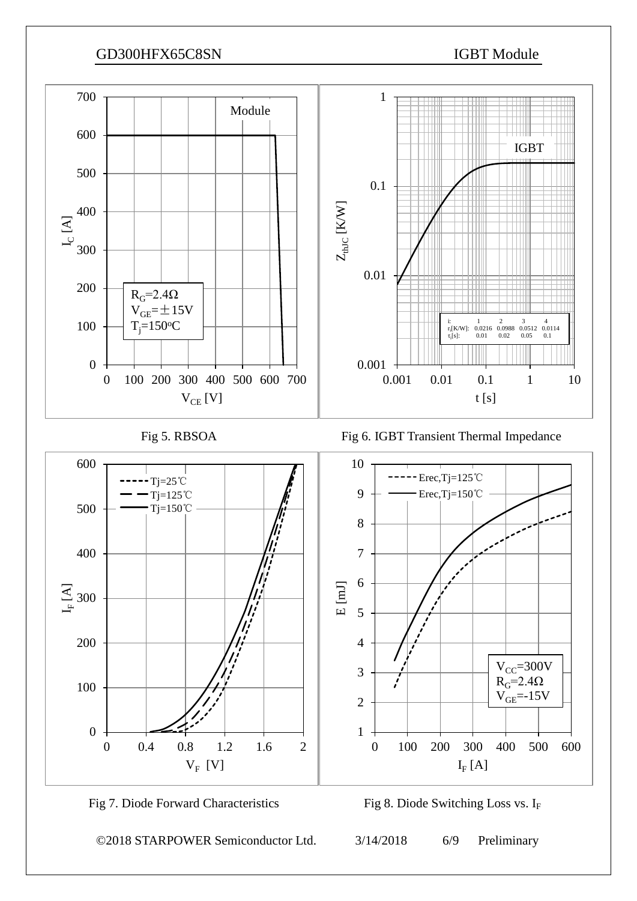Fig 5. RBSOA

| i: | 1 | 2 | 3 | 4 |
| --- | --- | --- | --- | --- |
| $r_i$[K/W]: | 0.0216 | 0.0988 | 0.0512 | 0.0114 |
| $\tau_i$[s]: | 0.01 | 0.02 | 0.05 | 0.1 |

Fig 6. IGBT Transient Thermal Impedance

Fig 7. Diode Forward Characteristics

Fig 8. Diode Switching Loss vs. $I_F$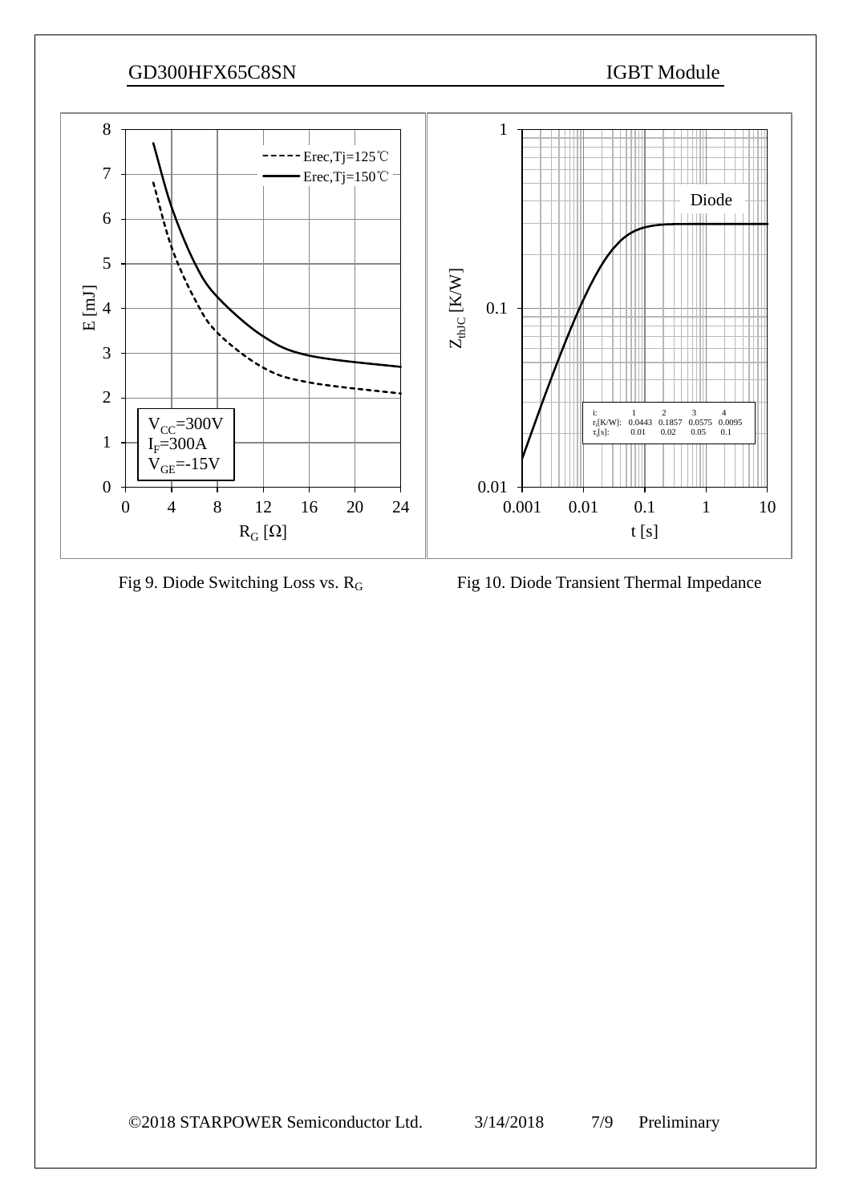Fig 9. Diode Switching Loss vs. $R_G$

Fig 10. Diode Transient Thermal Impedance

| i: | 1 | 2 | 3 | 4 |
|---|---|---|---|---|
| $r_i$[K/W]: | 0.0443 | 0.1857 | 0.0575 | 0.0095 |
| $\tau_i$[s]: | 0.01 | 0.02 | 0.05 | 0.1 |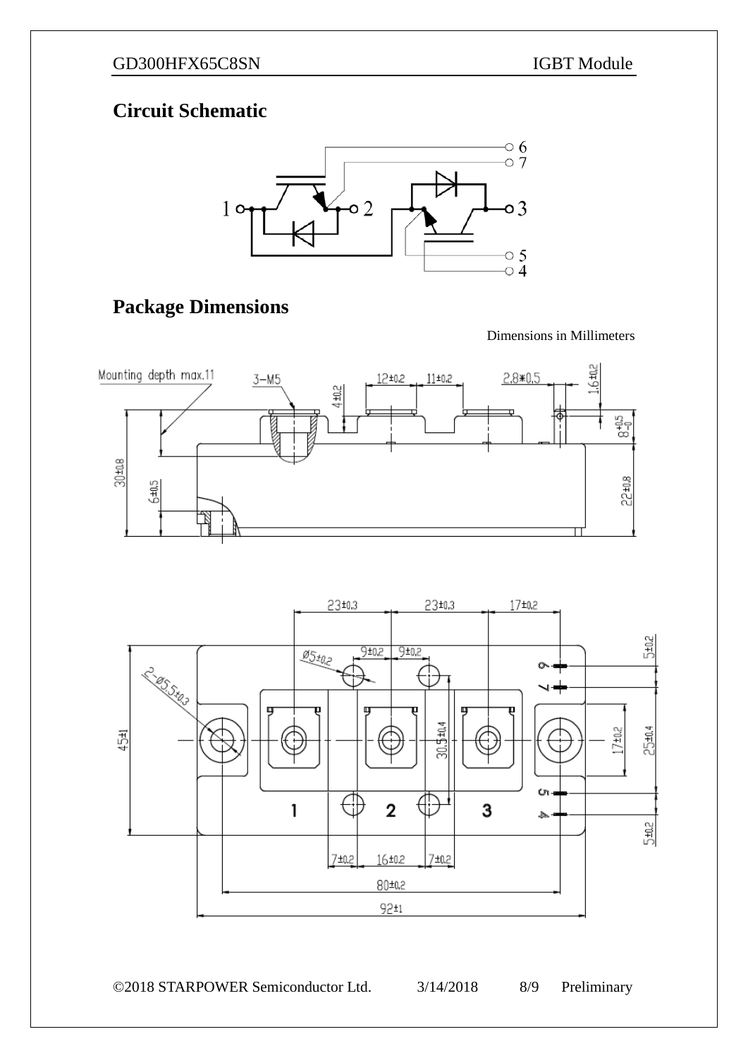## Circuit Schematic

## Package Dimensions

Dimensions in Millimeters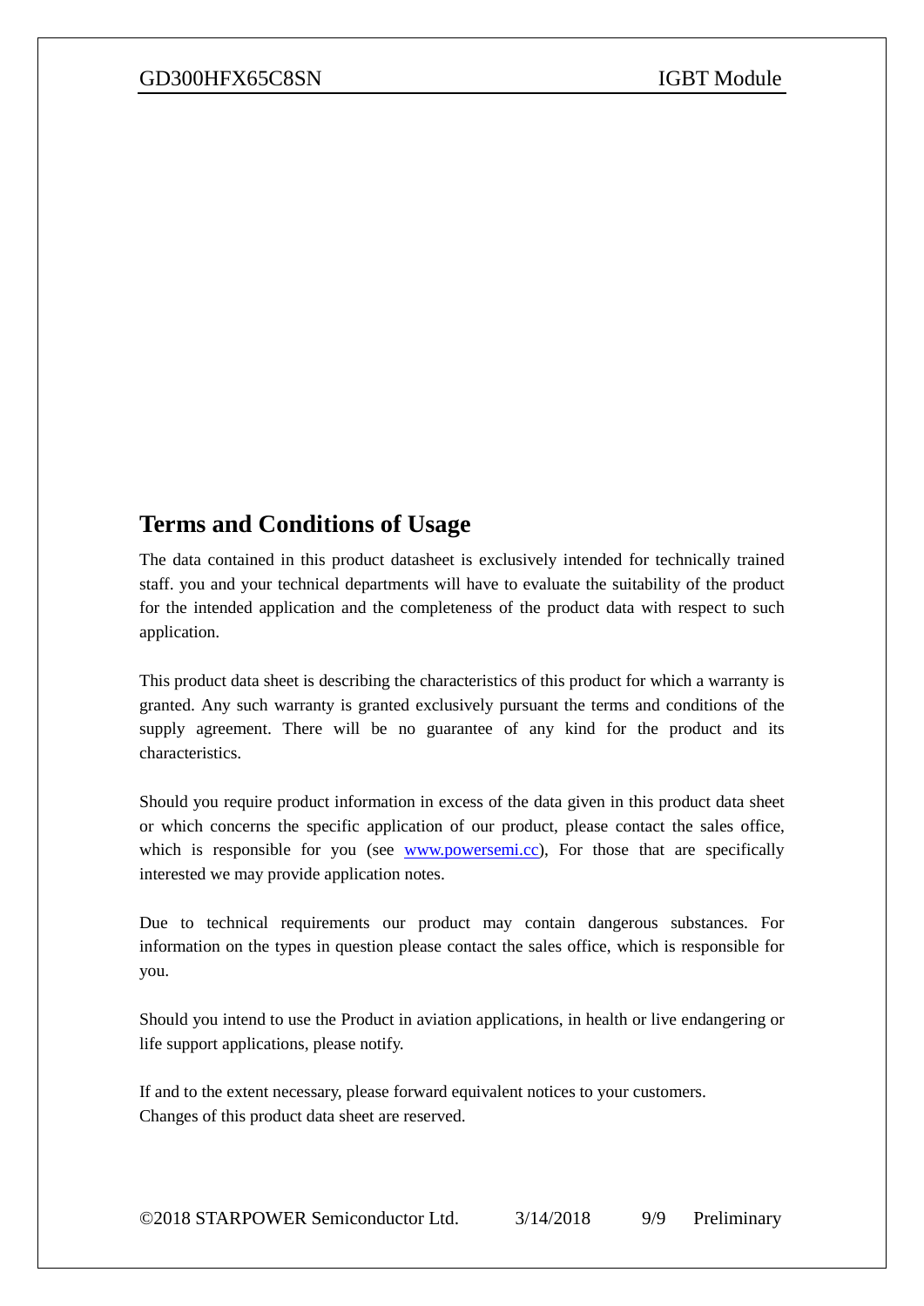## Terms and Conditions of Usage

The data contained in this product datasheet is exclusively intended for technically trained staff. you and your technical departments will have to evaluate the suitability of the product for the intended application and the completeness of the product data with respect to such application.

This product data sheet is describing the characteristics of this product for which a warranty is granted. Any such warranty is granted exclusively pursuant the terms and conditions of the supply agreement. There will be no guarantee of any kind for the product and its characteristics.

Should you require product information in excess of the data given in this product data sheet or which concerns the specific application of our product, please contact the sales office, which is responsible for you (see www.powersemi.cc), For those that are specifically interested we may provide application notes.

Due to technical requirements our product may contain dangerous substances. For information on the types in question please contact the sales office, which is responsible for you.

Should you intend to use the Product in aviation applications, in health or live endangering or life support applications, please notify.

If and to the extent necessary, please forward equivalent notices to your customers.
Changes of this product data sheet are reserved.